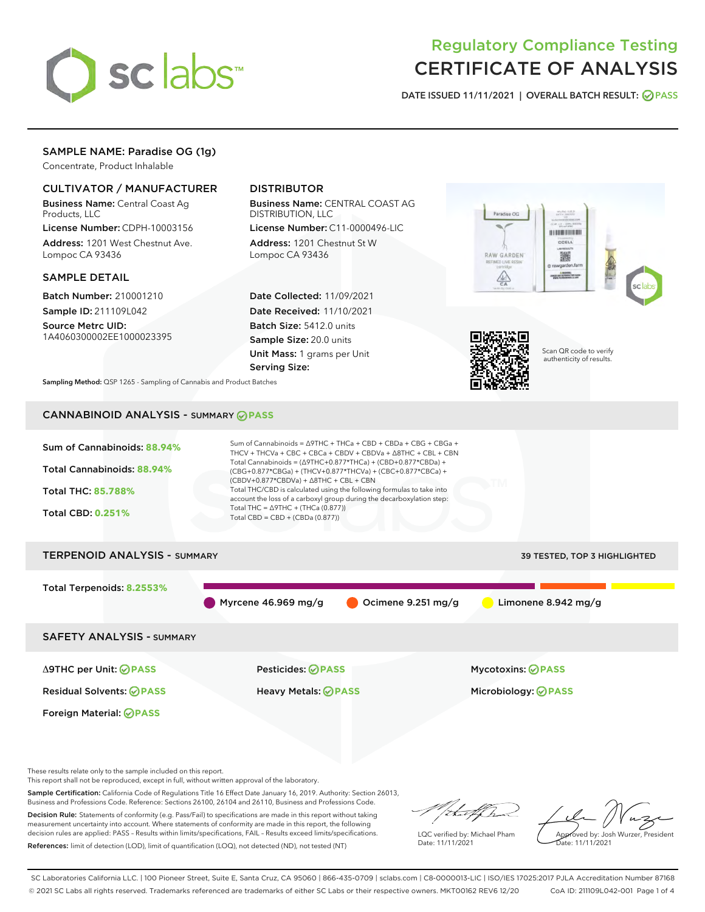# Regulatory Compliance Testing
# CERTIFICATE OF ANALYSIS

DATE ISSUED 11/11/2021 | OVERALL BATCH RESULT: PASS

## SAMPLE NAME: Paradise OG (1g)

Concentrate, Product Inhalable

### CULTIVATOR / MANUFACTURER

**Business Name:** Central Coast Ag Products, LLC

**License Number:** CDPH-10003156

**Address:** 1201 West Chestnut Ave. Lompoc CA 93436

### DISTRIBUTOR

**Business Name:** CENTRAL COAST AG DISTRIBUTION, LLC

**License Number:** C11-0000496-LIC

**Address:** 1201 Chestnut St W Lompoc CA 93436

### SAMPLE DETAIL

**Batch Number:** 210001210

**Sample ID:** 211109L042

**Source Metrc UID:** 1A4060300002EE1000023395

**Date Collected:** 11/09/2021

**Date Received:** 11/10/2021

**Batch Size:** 5412.0 units

**Sample Size:** 20.0 units

**Unit Mass:** 1 grams per Unit

**Serving Size:**

Scan QR code to verify authenticity of results.

**Sampling Method:** QSP 1265 - Sampling of Cannabis and Product Batches

## CANNABINOID ANALYSIS - SUMMARY PASS

Sum of Cannabinoids: **88.94%**

Total Cannabinoids: **88.94%**

Total THC: **85.788%**

Total CBD: **0.251%**

Sum of Cannabinoids = Δ9THC + THCa + CBD + CBDa + CBG + CBGa + THCV + THCVa + CBC + CBCa + CBDV + CBDVa + Δ8THC + CBL + CBN

Total Cannabinoids = (Δ9THC+0.877*THCa) + (CBD+0.877*CBDa) + (CBG+0.877*CBGa) + (THCV+0.877*THCVa) + (CBC+0.877*CBCa) + (CBDV+0.877*CBDVa) + Δ8THC + CBL + CBN

Total THC/CBD is calculated using the following formulas to take into account the loss of a carboxyl group during the decarboxylation step:

Total THC = Δ9THC + (THCa (0.877))

Total CBD = CBD + (CBDa (0.877))

## TERPENOID ANALYSIS - SUMMARY

39 TESTED, TOP 3 HIGHLIGHTED

Total Terpenoids: **8.2553%**

Myrcene 46.969 mg/g | Ocimene 9.251 mg/g | Limonene 8.942 mg/g

## SAFETY ANALYSIS - SUMMARY

Δ9THC per Unit: PASS

Pesticides: PASS

Mycotoxins: PASS

Residual Solvents: PASS

Heavy Metals: PASS

Microbiology: PASS

Foreign Material: PASS

These results relate only to the sample included on this report.
This report shall not be reproduced, except in full, without written approval of the laboratory.

**Sample Certification:** California Code of Regulations Title 16 Effect Date January 16, 2019. Authority: Section 26013, Business and Professions Code. Reference: Sections 26100, 26104 and 26110, Business and Professions Code.

**Decision Rule:** Statements of conformity (e.g. Pass/Fail) to specifications are made in this report without taking measurement uncertainty into account. Where statements of conformity are made in this report, the following decision rules are applied: PASS – Results within limits/specifications, FAIL – Results exceed limits/specifications.

**References:** limit of detection (LOD), limit of quantification (LOQ), not detected (ND), not tested (NT)

LQC verified by: Michael Pham
Date: 11/11/2021

Approved by: Josh Wurzer, President
Date: 11/11/2021

SC Laboratories California LLC. | 100 Pioneer Street, Suite E, Santa Cruz, CA 95060 | 866-435-0709 | sclabs.com | C8-0000013-LIC | ISO/IES 17025:2017 PJLA Accreditation Number 87168
© 2021 SC Labs all rights reserved. Trademarks referenced are trademarks of either SC Labs or their respective owners. MKT00162 REV6 12/20 CoA ID: 211109L042-001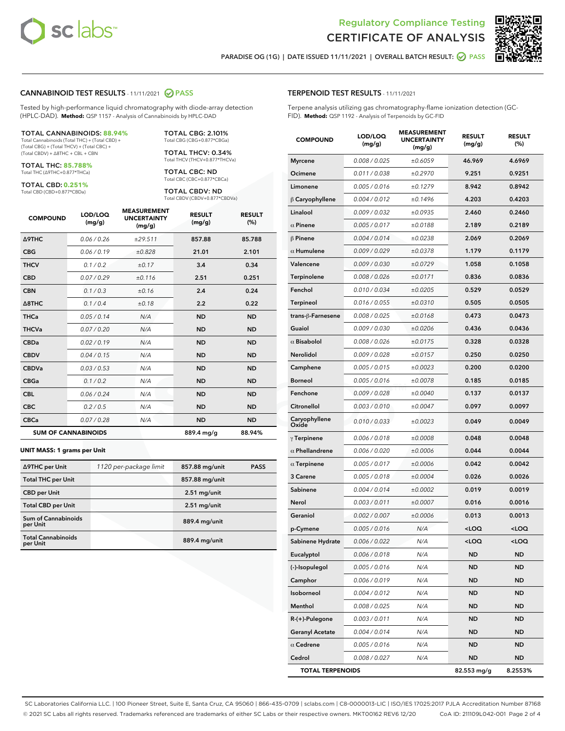# Regulatory Compliance Testing
# CERTIFICATE OF ANALYSIS

PARADISE OG (1G) | DATE ISSUED 11/11/2021 | OVERALL BATCH RESULT: PASS

## CANNABINOID TEST RESULTS - 11/11/2021 PASS

Tested by high-performance liquid chromatography with diode-array detection (HPLC-DAD). **Method:** QSP 1157 - Analysis of Cannabinoids by HPLC-DAD

**TOTAL CANNABINOIDS: 88.94%**
Total Cannabinoids (Total THC) + (Total CBD) + (Total CBG) + (Total THCV) + (Total CBC) + (Total CBDV) + Δ8THC + CBL + CBN

**TOTAL THC: 85.788%**
Total THC (Δ9THC+0.877*THCa)

**TOTAL CBD: 0.251%**
Total CBD (CBD+0.877*CBDa)

**TOTAL CBG: 2.101%**
Total CBG (CBG+0.877*CBGa)

**TOTAL THCV: 0.34%**
Total THCV (THCV+0.877*THCVa)

**TOTAL CBC: ND**
Total CBC (CBC+0.877*CBCa)

**TOTAL CBDV: ND**
Total CBDV (CBDV+0.877*CBDVa)

| COMPOUND | LOD/LOQ (mg/g) | MEASUREMENT UNCERTAINTY (mg/g) | RESULT (mg/g) | RESULT (%) |
|---|---|---|---|---|
| Δ9THC | 0.06 / 0.26 | ±29.511 | 857.88 | 85.788 |
| CBG | 0.06 / 0.19 | ±0.828 | 21.01 | 2.101 |
| THCV | 0.1 / 0.2 | ±0.17 | 3.4 | 0.34 |
| CBD | 0.07 / 0.29 | ±0.116 | 2.51 | 0.251 |
| CBN | 0.1 / 0.3 | ±0.16 | 2.4 | 0.24 |
| Δ8THC | 0.1 / 0.4 | ±0.18 | 2.2 | 0.22 |
| THCa | 0.05 / 0.14 | N/A | ND | ND |
| THCVa | 0.07 / 0.20 | N/A | ND | ND |
| CBDa | 0.02 / 0.19 | N/A | ND | ND |
| CBDV | 0.04 / 0.15 | N/A | ND | ND |
| CBDVa | 0.03 / 0.53 | N/A | ND | ND |
| CBGa | 0.1 / 0.2 | N/A | ND | ND |
| CBL | 0.06 / 0.24 | N/A | ND | ND |
| CBC | 0.2 / 0.5 | N/A | ND | ND |
| CBCa | 0.07 / 0.28 | N/A | ND | ND |
| **SUM OF CANNABINOIDS** | | | 889.4 mg/g | 88.94% |

**UNIT MASS: 1 grams per Unit**

| | | | |
|---|---|---|---|
| Δ9THC per Unit | 1120 per-package limit | 857.88 mg/unit | PASS |
| Total THC per Unit | | 857.88 mg/unit | |
| CBD per Unit | | 2.51 mg/unit | |
| Total CBD per Unit | | 2.51 mg/unit | |
| Sum of Cannabinoids per Unit | | 889.4 mg/unit | |
| Total Cannabinoids per Unit | | 889.4 mg/unit | |

## TERPENOID TEST RESULTS - 11/11/2021

Terpene analysis utilizing gas chromatography-flame ionization detection (GC-FID). **Method:** QSP 1192 - Analysis of Terpenoids by GC-FID

| COMPOUND | LOD/LOQ (mg/g) | MEASUREMENT UNCERTAINTY (mg/g) | RESULT (mg/g) | RESULT (%) |
|---|---|---|---|---|
| Myrcene | 0.008 / 0.025 | ±0.6059 | 46.969 | 4.6969 |
| Ocimene | 0.011 / 0.038 | ±0.2970 | 9.251 | 0.9251 |
| Limonene | 0.005 / 0.016 | ±0.1279 | 8.942 | 0.8942 |
| β Caryophyllene | 0.004 / 0.012 | ±0.1496 | 4.203 | 0.4203 |
| Linalool | 0.009 / 0.032 | ±0.0935 | 2.460 | 0.2460 |
| α Pinene | 0.005 / 0.017 | ±0.0188 | 2.189 | 0.2189 |
| β Pinene | 0.004 / 0.014 | ±0.0238 | 2.069 | 0.2069 |
| α Humulene | 0.009 / 0.029 | ±0.0378 | 1.179 | 0.1179 |
| Valencene | 0.009 / 0.030 | ±0.0729 | 1.058 | 0.1058 |
| Terpinolene | 0.008 / 0.026 | ±0.0171 | 0.836 | 0.0836 |
| Fenchol | 0.010 / 0.034 | ±0.0205 | 0.529 | 0.0529 |
| Terpineol | 0.016 / 0.055 | ±0.0310 | 0.505 | 0.0505 |
| trans-β-Farnesene | 0.008 / 0.025 | ±0.0168 | 0.473 | 0.0473 |
| Guaiol | 0.009 / 0.030 | ±0.0206 | 0.436 | 0.0436 |
| α Bisabolol | 0.008 / 0.026 | ±0.0175 | 0.328 | 0.0328 |
| Nerolidol | 0.009 / 0.028 | ±0.0157 | 0.250 | 0.0250 |
| Camphene | 0.005 / 0.015 | ±0.0023 | 0.200 | 0.0200 |
| Borneol | 0.005 / 0.016 | ±0.0078 | 0.185 | 0.0185 |
| Fenchone | 0.009 / 0.028 | ±0.0040 | 0.137 | 0.0137 |
| Citronellol | 0.003 / 0.010 | ±0.0047 | 0.097 | 0.0097 |
| Caryophyllene Oxide | 0.010 / 0.033 | ±0.0023 | 0.049 | 0.0049 |
| γ Terpinene | 0.006 / 0.018 | ±0.0008 | 0.048 | 0.0048 |
| α Phellandrene | 0.006 / 0.020 | ±0.0006 | 0.044 | 0.0044 |
| α Terpinene | 0.005 / 0.017 | ±0.0006 | 0.042 | 0.0042 |
| 3 Carene | 0.005 / 0.018 | ±0.0004 | 0.026 | 0.0026 |
| Sabinene | 0.004 / 0.014 | ±0.0002 | 0.019 | 0.0019 |
| Nerol | 0.003 / 0.011 | ±0.0007 | 0.016 | 0.0016 |
| Geraniol | 0.002 / 0.007 | ±0.0006 | 0.013 | 0.0013 |
| p-Cymene | 0.005 / 0.016 | N/A | <LOQ | <LOQ |
| Sabinene Hydrate | 0.006 / 0.022 | N/A | <LOQ | <LOQ |
| Eucalyptol | 0.006 / 0.018 | N/A | ND | ND |
| (-)-Isopulegol | 0.005 / 0.016 | N/A | ND | ND |
| Camphor | 0.006 / 0.019 | N/A | ND | ND |
| Isoborneol | 0.004 / 0.012 | N/A | ND | ND |
| Menthol | 0.008 / 0.025 | N/A | ND | ND |
| R-(+)-Pulegone | 0.003 / 0.011 | N/A | ND | ND |
| Geranyl Acetate | 0.004 / 0.014 | N/A | ND | ND |
| α Cedrene | 0.005 / 0.016 | N/A | ND | ND |
| Cedrol | 0.008 / 0.027 | N/A | ND | ND |
| **TOTAL TERPENOIDS** | | | 82.553 mg/g | 8.2553% |

SC Laboratories California LLC. | 100 Pioneer Street, Suite E, Santa Cruz, CA 95060 | 866-435-0709 | sclabs.com | C8-0000013-LIC | ISO/IES 17025:2017 PJLA Accreditation Number 87168
© 2021 SC Labs all rights reserved. Trademarks referenced are trademarks of either SC Labs or their respective owners. MKT00162 REV6 12/20 CoA ID: 211109L042-001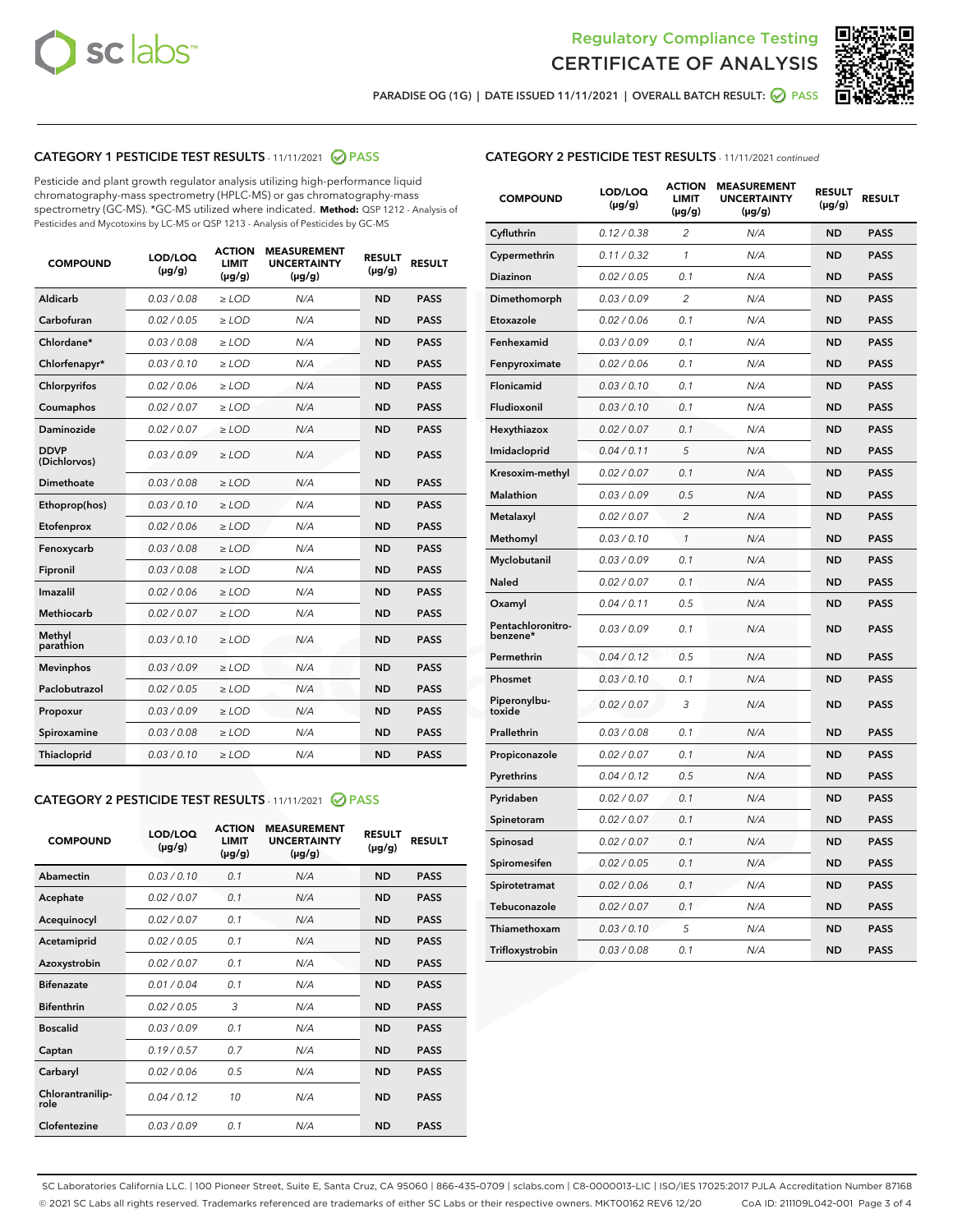Regulatory Compliance Testing
CERTIFICATE OF ANALYSIS

PARADISE OG (1G) | DATE ISSUED 11/11/2021 | OVERALL BATCH RESULT: PASS

## CATEGORY 1 PESTICIDE TEST RESULTS - 11/11/2021 PASS

Pesticide and plant growth regulator analysis utilizing high-performance liquid chromatography-mass spectrometry (HPLC-MS) or gas chromatography-mass spectrometry (GC-MS). *GC-MS utilized where indicated. **Method:** QSP 1212 - Analysis of Pesticides and Mycotoxins by LC-MS or QSP 1213 - Analysis of Pesticides by GC-MS

| COMPOUND | LOD/LOQ (µg/g) | ACTION LIMIT (µg/g) | MEASUREMENT UNCERTAINTY (µg/g) | RESULT (µg/g) | RESULT |
|---|---|---|---|---|---|
| Aldicarb | 0.03 / 0.08 | ≥ LOD | N/A | ND | PASS |
| Carbofuran | 0.02 / 0.05 | ≥ LOD | N/A | ND | PASS |
| Chlordane* | 0.03 / 0.08 | ≥ LOD | N/A | ND | PASS |
| Chlorfenapyr* | 0.03 / 0.10 | ≥ LOD | N/A | ND | PASS |
| Chlorpyrifos | 0.02 / 0.06 | ≥ LOD | N/A | ND | PASS |
| Coumaphos | 0.02 / 0.07 | ≥ LOD | N/A | ND | PASS |
| Daminozide | 0.02 / 0.07 | ≥ LOD | N/A | ND | PASS |
| DDVP (Dichlorvos) | 0.03 / 0.09 | ≥ LOD | N/A | ND | PASS |
| Dimethoate | 0.03 / 0.08 | ≥ LOD | N/A | ND | PASS |
| Ethoprop(hos) | 0.03 / 0.10 | ≥ LOD | N/A | ND | PASS |
| Etofenprox | 0.02 / 0.06 | ≥ LOD | N/A | ND | PASS |
| Fenoxycarb | 0.03 / 0.08 | ≥ LOD | N/A | ND | PASS |
| Fipronil | 0.03 / 0.08 | ≥ LOD | N/A | ND | PASS |
| Imazalil | 0.02 / 0.06 | ≥ LOD | N/A | ND | PASS |
| Methiocarb | 0.02 / 0.07 | ≥ LOD | N/A | ND | PASS |
| Methyl parathion | 0.03 / 0.10 | ≥ LOD | N/A | ND | PASS |
| Mevinphos | 0.03 / 0.09 | ≥ LOD | N/A | ND | PASS |
| Paclobutrazol | 0.02 / 0.05 | ≥ LOD | N/A | ND | PASS |
| Propoxur | 0.03 / 0.09 | ≥ LOD | N/A | ND | PASS |
| Spiroxamine | 0.03 / 0.08 | ≥ LOD | N/A | ND | PASS |
| Thiacloprid | 0.03 / 0.10 | ≥ LOD | N/A | ND | PASS |

## CATEGORY 2 PESTICIDE TEST RESULTS - 11/11/2021 PASS

| COMPOUND | LOD/LOQ (µg/g) | ACTION LIMIT (µg/g) | MEASUREMENT UNCERTAINTY (µg/g) | RESULT (µg/g) | RESULT |
|---|---|---|---|---|---|
| Abamectin | 0.03 / 0.10 | 0.1 | N/A | ND | PASS |
| Acephate | 0.02 / 0.07 | 0.1 | N/A | ND | PASS |
| Acequinocyl | 0.02 / 0.07 | 0.1 | N/A | ND | PASS |
| Acetamiprid | 0.02 / 0.05 | 0.1 | N/A | ND | PASS |
| Azoxystrobin | 0.02 / 0.07 | 0.1 | N/A | ND | PASS |
| Bifenazate | 0.01 / 0.04 | 0.1 | N/A | ND | PASS |
| Bifenthrin | 0.02 / 0.05 | 3 | N/A | ND | PASS |
| Boscalid | 0.03 / 0.09 | 0.1 | N/A | ND | PASS |
| Captan | 0.19 / 0.57 | 0.7 | N/A | ND | PASS |
| Carbaryl | 0.02 / 0.06 | 0.5 | N/A | ND | PASS |
| Chlorantraniliprole | 0.04 / 0.12 | 10 | N/A | ND | PASS |
| Clofentezine | 0.03 / 0.09 | 0.1 | N/A | ND | PASS |
| Cyfluthrin | 0.12 / 0.38 | 2 | N/A | ND | PASS |
| Cypermethrin | 0.11 / 0.32 | 1 | N/A | ND | PASS |
| Diazinon | 0.02 / 0.05 | 0.1 | N/A | ND | PASS |
| Dimethomorph | 0.03 / 0.09 | 2 | N/A | ND | PASS |
| Etoxazole | 0.02 / 0.06 | 0.1 | N/A | ND | PASS |
| Fenhexamid | 0.03 / 0.09 | 0.1 | N/A | ND | PASS |
| Fenpyroximate | 0.02 / 0.06 | 0.1 | N/A | ND | PASS |
| Flonicamid | 0.03 / 0.10 | 0.1 | N/A | ND | PASS |
| Fludioxonil | 0.03 / 0.10 | 0.1 | N/A | ND | PASS |
| Hexythiazox | 0.02 / 0.07 | 0.1 | N/A | ND | PASS |
| Imidacloprid | 0.04 / 0.11 | 5 | N/A | ND | PASS |
| Kresoxim-methyl | 0.02 / 0.07 | 0.1 | N/A | ND | PASS |
| Malathion | 0.03 / 0.09 | 0.5 | N/A | ND | PASS |
| Metalaxyl | 0.02 / 0.07 | 2 | N/A | ND | PASS |
| Methomyl | 0.03 / 0.10 | 1 | N/A | ND | PASS |
| Myclobutanil | 0.03 / 0.09 | 0.1 | N/A | ND | PASS |
| Naled | 0.02 / 0.07 | 0.1 | N/A | ND | PASS |
| Oxamyl | 0.04 / 0.11 | 0.5 | N/A | ND | PASS |
| Pentachloronitrobenzene* | 0.03 / 0.09 | 0.1 | N/A | ND | PASS |
| Permethrin | 0.04 / 0.12 | 0.5 | N/A | ND | PASS |
| Phosmet | 0.03 / 0.10 | 0.1 | N/A | ND | PASS |
| Piperonylbutoxide | 0.02 / 0.07 | 3 | N/A | ND | PASS |
| Prallethrin | 0.03 / 0.08 | 0.1 | N/A | ND | PASS |
| Propiconazole | 0.02 / 0.07 | 0.1 | N/A | ND | PASS |
| Pyrethrins | 0.04 / 0.12 | 0.5 | N/A | ND | PASS |
| Pyridaben | 0.02 / 0.07 | 0.1 | N/A | ND | PASS |
| Spinetoram | 0.02 / 0.07 | 0.1 | N/A | ND | PASS |
| Spinosad | 0.02 / 0.07 | 0.1 | N/A | ND | PASS |
| Spiromesifen | 0.02 / 0.05 | 0.1 | N/A | ND | PASS |
| Spirotetramat | 0.02 / 0.06 | 0.1 | N/A | ND | PASS |
| Tebuconazole | 0.02 / 0.07 | 0.1 | N/A | ND | PASS |
| Thiamethoxam | 0.03 / 0.10 | 5 | N/A | ND | PASS |
| Trifloxystrobin | 0.03 / 0.08 | 0.1 | N/A | ND | PASS |

SC Laboratories California LLC. | 100 Pioneer Street, Suite E, Santa Cruz, CA 95060 | 866-435-0709 | sclabs.com | C8-0000013-LIC | ISO/IES 17025:2017 PJLA Accreditation Number 87168
© 2021 SC Labs all rights reserved. Trademarks referenced are trademarks of either SC Labs or their respective owners. MKT00162 REV6 12/20 CoA ID: 211109L042-001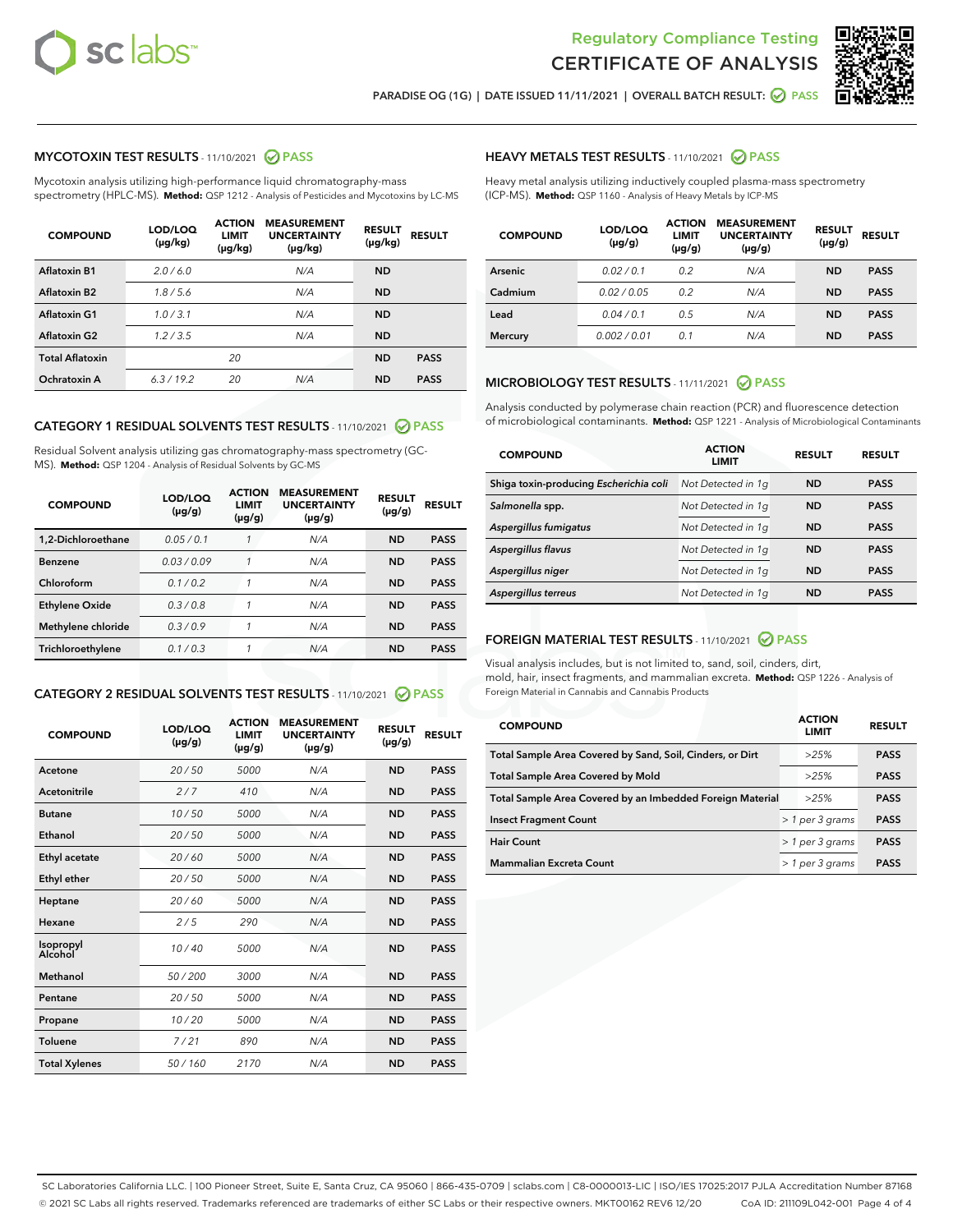Regulatory Compliance Testing
# CERTIFICATE OF ANALYSIS

PARADISE OG (1G) | DATE ISSUED 11/11/2021 | OVERALL BATCH RESULT: PASS

## MYCOTOXIN TEST RESULTS - 11/10/2021 PASS

Mycotoxin analysis utilizing high-performance liquid chromatography-mass spectrometry (HPLC-MS). **Method:** QSP 1212 - Analysis of Pesticides and Mycotoxins by LC-MS

| COMPOUND | LOD/LOQ (µg/kg) | ACTION LIMIT (µg/kg) | MEASUREMENT UNCERTAINTY (µg/kg) | RESULT (µg/kg) | RESULT |
|---|---|---|---|---|---|
| Aflatoxin B1 | 2.0 / 6.0 | | N/A | ND | |
| Aflatoxin B2 | 1.8 / 5.6 | | N/A | ND | |
| Aflatoxin G1 | 1.0 / 3.1 | | N/A | ND | |
| Aflatoxin G2 | 1.2 / 3.5 | | N/A | ND | |
| Total Aflatoxin | | 20 | | ND | PASS |
| Ochratoxin A | 6.3 / 19.2 | 20 | N/A | ND | PASS |

## CATEGORY 1 RESIDUAL SOLVENTS TEST RESULTS - 11/10/2021 PASS

Residual Solvent analysis utilizing gas chromatography-mass spectrometry (GC-MS). **Method:** QSP 1204 - Analysis of Residual Solvents by GC-MS

| COMPOUND | LOD/LOQ (µg/g) | ACTION LIMIT (µg/g) | MEASUREMENT UNCERTAINTY (µg/g) | RESULT (µg/g) | RESULT |
|---|---|---|---|---|---|
| 1,2-Dichloroethane | 0.05 / 0.1 | 1 | N/A | ND | PASS |
| Benzene | 0.03 / 0.09 | 1 | N/A | ND | PASS |
| Chloroform | 0.1 / 0.2 | 1 | N/A | ND | PASS |
| Ethylene Oxide | 0.3 / 0.8 | 1 | N/A | ND | PASS |
| Methylene chloride | 0.3 / 0.9 | 1 | N/A | ND | PASS |
| Trichloroethylene | 0.1 / 0.3 | 1 | N/A | ND | PASS |

## CATEGORY 2 RESIDUAL SOLVENTS TEST RESULTS - 11/10/2021 PASS

| COMPOUND | LOD/LOQ (µg/g) | ACTION LIMIT (µg/g) | MEASUREMENT UNCERTAINTY (µg/g) | RESULT (µg/g) | RESULT |
|---|---|---|---|---|---|
| Acetone | 20 / 50 | 5000 | N/A | ND | PASS |
| Acetonitrile | 2 / 7 | 410 | N/A | ND | PASS |
| Butane | 10 / 50 | 5000 | N/A | ND | PASS |
| Ethanol | 20 / 50 | 5000 | N/A | ND | PASS |
| Ethyl acetate | 20 / 60 | 5000 | N/A | ND | PASS |
| Ethyl ether | 20 / 50 | 5000 | N/A | ND | PASS |
| Heptane | 20 / 60 | 5000 | N/A | ND | PASS |
| Hexane | 2 / 5 | 290 | N/A | ND | PASS |
| Isopropyl Alcohol | 10 / 40 | 5000 | N/A | ND | PASS |
| Methanol | 50 / 200 | 3000 | N/A | ND | PASS |
| Pentane | 20 / 50 | 5000 | N/A | ND | PASS |
| Propane | 10 / 20 | 5000 | N/A | ND | PASS |
| Toluene | 7 / 21 | 890 | N/A | ND | PASS |
| Total Xylenes | 50 / 160 | 2170 | N/A | ND | PASS |

## HEAVY METALS TEST RESULTS - 11/10/2021 PASS

Heavy metal analysis utilizing inductively coupled plasma-mass spectrometry (ICP-MS). **Method:** QSP 1160 - Analysis of Heavy Metals by ICP-MS

| COMPOUND | LOD/LOQ (µg/g) | ACTION LIMIT (µg/g) | MEASUREMENT UNCERTAINTY (µg/g) | RESULT (µg/g) | RESULT |
|---|---|---|---|---|---|
| Arsenic | 0.02 / 0.1 | 0.2 | N/A | ND | PASS |
| Cadmium | 0.02 / 0.05 | 0.2 | N/A | ND | PASS |
| Lead | 0.04 / 0.1 | 0.5 | N/A | ND | PASS |
| Mercury | 0.002 / 0.01 | 0.1 | N/A | ND | PASS |

## MICROBIOLOGY TEST RESULTS - 11/11/2021 PASS

Analysis conducted by polymerase chain reaction (PCR) and fluorescence detection of microbiological contaminants. **Method:** QSP 1221 - Analysis of Microbiological Contaminants

| COMPOUND | ACTION LIMIT | RESULT | RESULT |
|---|---|---|---|
| Shiga toxin-producing *Escherichia coli* | Not Detected in 1g | ND | PASS |
| *Salmonella* spp. | Not Detected in 1g | ND | PASS |
| *Aspergillus fumigatus* | Not Detected in 1g | ND | PASS |
| *Aspergillus flavus* | Not Detected in 1g | ND | PASS |
| *Aspergillus niger* | Not Detected in 1g | ND | PASS |
| *Aspergillus terreus* | Not Detected in 1g | ND | PASS |

## FOREIGN MATERIAL TEST RESULTS - 11/10/2021 PASS

Visual analysis includes, but is not limited to, sand, soil, cinders, dirt, mold, hair, insect fragments, and mammalian excreta. **Method:** QSP 1226 - Analysis of Foreign Material in Cannabis and Cannabis Products

| COMPOUND | ACTION LIMIT | RESULT |
|---|---|---|
| Total Sample Area Covered by Sand, Soil, Cinders, or Dirt | >25% | PASS |
| Total Sample Area Covered by Mold | >25% | PASS |
| Total Sample Area Covered by an Imbedded Foreign Material | >25% | PASS |
| Insect Fragment Count | > 1 per 3 grams | PASS |
| Hair Count | > 1 per 3 grams | PASS |
| Mammalian Excreta Count | > 1 per 3 grams | PASS |

SC Laboratories California LLC. | 100 Pioneer Street, Suite E, Santa Cruz, CA 95060 | 866-435-0709 | sclabs.com | C8-0000013-LIC | ISO/IES 17025:2017 PJLA Accreditation Number 87168
© 2021 SC Labs all rights reserved. Trademarks referenced are trademarks of either SC Labs or their respective owners. MKT00162 REV6 12/20 CoA ID: 211109L042-001